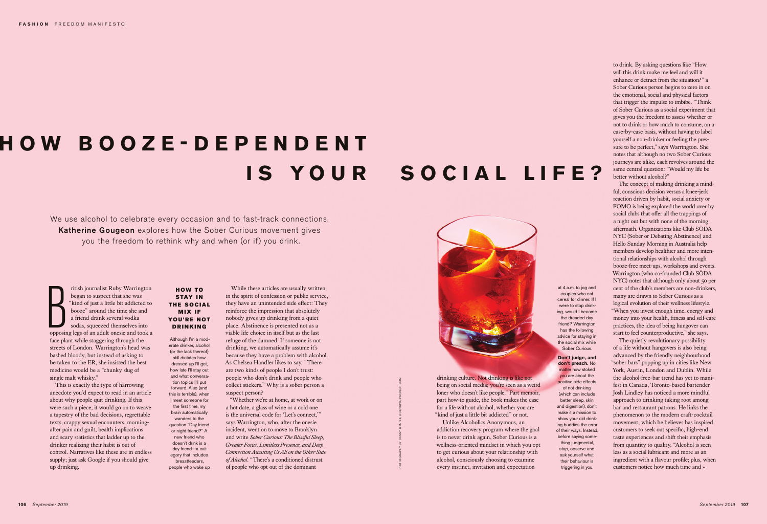# HOW BOOZE-DEPENDENT IS YOUR SOCIAL LIFE?

We use alcohol to celebrate every occasion and to fast-track connections. **Katherine Gougeon** explores how the Sober Curious movement gives you the freedom to rethink why and when (or if) you drink.

British journalist Ruby Warrington began to suspect that she was "kind of just a little bit addicted to booze" around the time she and a friend drank several vodka sodas, squeezed themselves into opposing legs of an adult onesie and took a face plant while staggering through the streets of London. Warrington's head was bashed bloody, but instead of asking to be taken to the ER, she insisted the best medicine would be a "chunky slug of single malt whisky."

This is exactly the type of harrowing anecdote you'd expect to read in an article about why people quit drinking. If this were such a piece, it would go on to weave a tapestry of the bad decisions, regrettable texts, crappy sexual encounters, morning-after pain and guilt, health implications and scary statistics that ladder up to the drinker realizing their habit is out of control. Narratives like these are in endless supply; just ask Google if you should give up drinking.

While these articles are usually written in the spirit of confession or public service, they have an unintended side effect: They reinforce the impression that absolutely nobody gives up drinking from a quiet place. Abstinence is presented not as a viable life choice in itself but as the last refuge of the damned. If someone is not drinking, we automatically assume it's because they have a problem with alcohol. As Chelsea Handler likes to say, "There are two kinds of people I don't trust: people who don't drink and people who collect stickers." Why is a sober person a suspect person?

"Whether we're at home, at work or on a hot date, a glass of wine or a cold one is the universal code for 'Let's connect,'" says Warrington, who, after the onesie incident, went on to move to Brooklyn and write *Sober Curious: The Blissful Sleep, Greater Focus, Limitless Presence, and Deep Connection Awaiting Us All on the Other Side of Alcohol*. "There's a conditioned distrust of people who opt out of the dominant drinking culture. Not drinking is like not being on social media; you're seen as a weird loner who doesn't like people." Part memoir, part how-to guide, the book makes the case for a life without alcohol, whether you are "kind of just a little bit addicted" or not.

Unlike Alcoholics Anonymous, an addiction recovery program where the goal is to never drink again, Sober Curious is a wellness-oriented mindset in which you opt to get curious about your relationship with alcohol, consciously choosing to examine every instinct, invitation and expectation to drink. By asking questions like "How will this drink make me feel and will it enhance or detract from the situation?" a Sober Curious person begins to zero in on the emotional, social and physical factors that trigger the impulse to imbibe. "Think of Sober Curious as a social experiment that gives you the freedom to assess whether or not to drink or how much to consume, on a case-by-case basis, without having to label yourself a non-drinker or feeling the pressure to be perfect," says Warrington. She notes that although no two Sober Curious journeys are alike, each revolves around the same central question: "Would my life be better without alcohol?"

The concept of making drinking a mindful, conscious decision versus a knee-jerk reaction driven by habit, social anxiety or FOMO is being explored the world over by social clubs that offer all the trappings of a night out but with none of the morning aftermath. Organizations like Club SÖDA NYC (Sober or Debating Abstinence) and Hello Sunday Morning in Australia help members develop healthier and more intentional relationships with alcohol through booze-free meet-ups, workshops and events. Warrington (who co-founded Club SÖDA NYC) notes that although only about 50 per cent of the club's members are non-drinkers, many are drawn to Sober Curious as a logical evolution of their wellness lifestyle. "When you invest enough time, energy and money into your health, fitness and self-care practices, the idea of being hungover can start to feel counterproductive," she says.

The quietly revolutionary possibility of a life without hangovers is also being advanced by the friendly neighbourhood "sober bars" popping up in cities like New York, Austin, London and Dublin. While the alcohol-free-bar trend has yet to manifest in Canada, Toronto-based bartender Josh Lindley has noticed a more mindful approach to drinking taking root among bar and restaurant patrons. He links the phenomenon to the modern craft-cocktail movement, which he believes has inspired customers to seek out specific, high-end taste experiences and shift their emphasis from quantity to quality. "Alcohol is seen less as a social lubricant and more as an ingredient with a flavour profile; plus, when customers notice how much time and »

### HOW TO STAY IN THE SOCIAL MIX IF YOU'RE NOT DRINKING

Although I'm a moderate drinker, alcohol (or the lack thereof) still dictates how dressed up I'll get, how late I'll stay out and what conversation topics I'll put forward. Also (and this is terrible), when I meet someone for the first time, my brain automatically wanders to the question "Day friend or night friend?" A new friend who doesn't drink is a day friend—a category that includes breastfeeders, people who wake up at 4 a.m. to jog and couples who eat cereal for dinner. If I were to stop drinking, would I become the dreaded day friend? Warrington has the following advice for staying in the social mix while Sober Curious.

**Don't judge, and don't preach.** No matter how stoked you are about the positive side effects of not drinking (which can include better sleep, skin and digestion), don't make it a mission to show your old drinking buddies the error of their ways. Instead, before saying something judgmental, stop, observe and ask yourself what their behaviour is triggering in you.

PHOTOGRAPHY BY DANNY KIM/THE LICENSING PROJECT.COM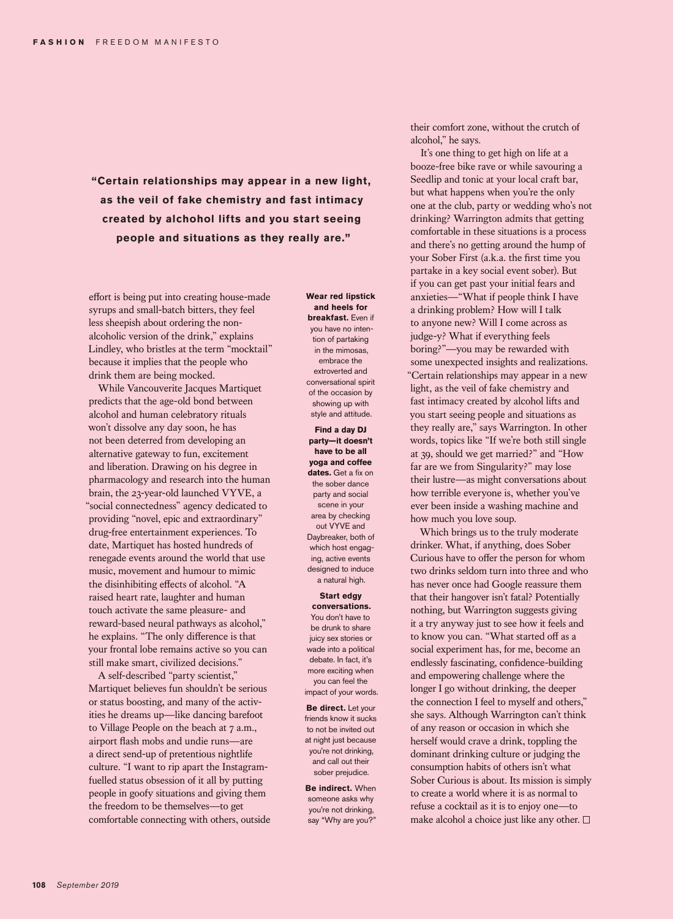> **"Certain relationships may appear in a new light, as the veil of fake chemistry and fast intimacy created by alchohol lifts and you start seeing people and situations as they really are."**

effort is being put into creating house-made syrups and small-batch bitters, they feel less sheepish about ordering the non-alcoholic version of the drink," explains Lindley, who bristles at the term "mocktail" because it implies that the people who drink them are being mocked.

While Vancouverite Jacques Martiquet predicts that the age-old bond between alcohol and human celebratory rituals won't dissolve any day soon, he has not been deterred from developing an alternative gateway to fun, excitement and liberation. Drawing on his degree in pharmacology and research into the human brain, the 23-year-old launched VYVE, a "social connectedness" agency dedicated to providing "novel, epic and extraordinary" drug-free entertainment experiences. To date, Martiquet has hosted hundreds of renegade events around the world that use music, movement and humour to mimic the disinhibiting effects of alcohol. "A raised heart rate, laughter and human touch activate the same pleasure- and reward-based neural pathways as alcohol," he explains. "The only difference is that your frontal lobe remains active so you can still make smart, civilized decisions."

A self-described "party scientist," Martiquet believes fun shouldn't be serious or status boosting, and many of the activities he dreams up—like dancing barefoot to Village People on the beach at 7 a.m., airport flash mobs and undie runs—are a direct send-up of pretentious nightlife culture. "I want to rip apart the Instagram-fuelled status obsession of it all by putting people in goofy situations and giving them the freedom to be themselves—to get comfortable connecting with others, outside their comfort zone, without the crutch of alcohol," he says.

It's one thing to get high on life at a booze-free bike rave or while savouring a Seedlip and tonic at your local craft bar, but what happens when you're the only one at the club, party or wedding who's not drinking? Warrington admits that getting comfortable in these situations is a process and there's no getting around the hump of your Sober First (a.k.a. the first time you partake in a key social event sober). But if you can get past your initial fears and anxieties—"What if people think I have a drinking problem? How will I talk to anyone new? Will I come across as judge-y? What if everything feels boring?"—you may be rewarded with some unexpected insights and realizations. "Certain relationships may appear in a new light, as the veil of fake chemistry and fast intimacy created by alcohol lifts and you start seeing people and situations as they really are," says Warrington. In other words, topics like "If we're both still single at 39, should we get married?" and "How far are we from Singularity?" may lose their lustre—as might conversations about how terrible everyone is, whether you've ever been inside a washing machine and how much you love soup.

Which brings us to the truly moderate drinker. What, if anything, does Sober Curious have to offer the person for whom two drinks seldom turn into three and who has never once had Google reassure them that their hangover isn't fatal? Potentially nothing, but Warrington suggests giving it a try anyway just to see how it feels and to know you can. "What started off as a social experiment has, for me, become an endlessly fascinating, confidence-building and empowering challenge where the longer I go without drinking, the deeper the connection I feel to myself and others," she says. Although Warrington can't think of any reason or occasion in which she herself would crave a drink, toppling the dominant drinking culture or judging the consumption habits of others isn't what Sober Curious is about. Its mission is simply to create a world where it is as normal to refuse a cocktail as it is to enjoy one—to make alcohol a choice just like any other. □

**Wear red lipstick and heels for breakfast.** Even if you have no intention of partaking in the mimosas, embrace the extroverted and conversational spirit of the occasion by showing up with style and attitude.

**Find a day DJ party—it doesn't have to be all yoga and coffee dates.** Get a fix on the sober dance party and social scene in your area by checking out VYVE and Daybreaker, both of which host engaging, active events designed to induce a natural high.

**Start edgy conversations.** You don't have to be drunk to share juicy sex stories or wade into a political debate. In fact, it's more exciting when you can feel the impact of your words.

**Be direct.** Let your friends know it sucks to not be invited out at night just because you're not drinking, and call out their sober prejudice.

**Be indirect.** When someone asks why you're not drinking, say "Why are you?"